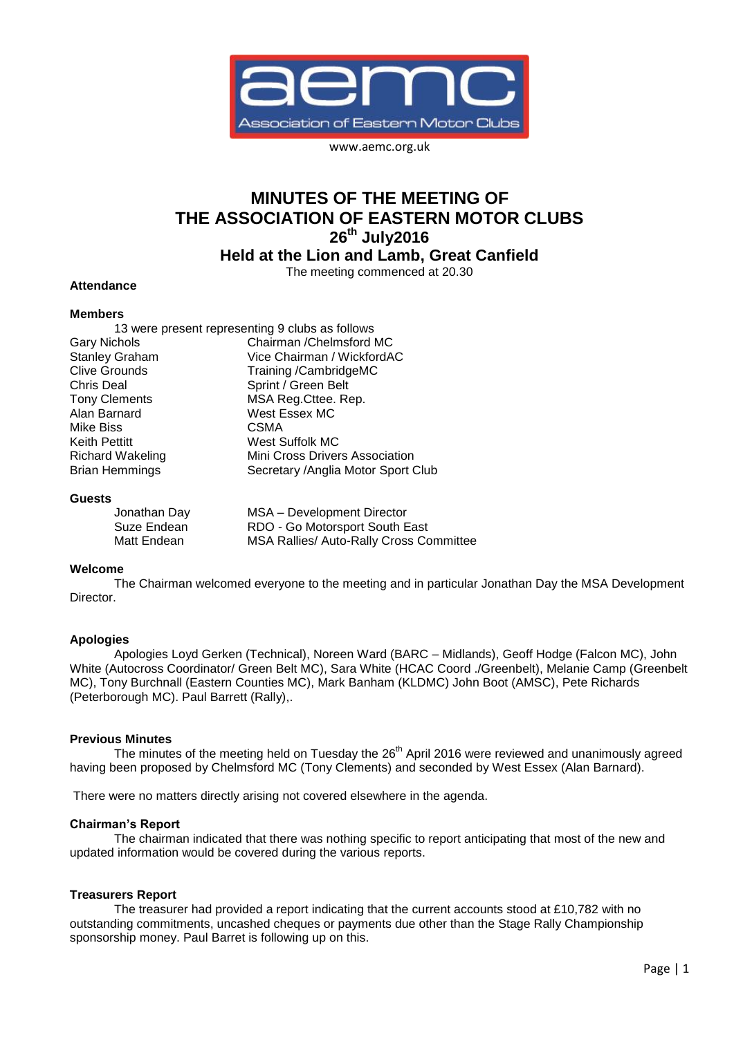www.aemc.org.uk

# MINUTES OF THE MEETING OF THE ASSOCIATION OF EASTERN MOTOR CLUBS

## 26th July2016

## Held at the Lion and Lamb, Great Canfield

The meeting commenced at 20.30

**Attendance**

**Members**

13 were present representing 9 clubs as follows

| | |
|---|---|
| Gary Nichols | Chairman /Chelmsford MC |
| Stanley Graham | Vice Chairman / WickfordAC |
| Clive Grounds | Training /CambridgeMC |
| Chris Deal | Sprint / Green Belt |
| Tony Clements | MSA Reg.Cttee. Rep. |
| Alan Barnard | West Essex MC |
| Mike Biss | CSMA |
| Keith Pettitt | West Suffolk MC |
| Richard Wakeling | Mini Cross Drivers Association |
| Brian Hemmings | Secretary /Anglia Motor Sport Club |

**Guests**

| | |
|---|---|
| Jonathan Day | MSA – Development Director |
| Suze Endean | RDO - Go Motorsport South East |
| Matt Endean | MSA Rallies/ Auto-Rally Cross Committee |

**Welcome**

The Chairman welcomed everyone to the meeting and in particular Jonathan Day the MSA Development Director.

**Apologies**

Apologies Loyd Gerken (Technical), Noreen Ward (BARC – Midlands), Geoff Hodge (Falcon MC), John White (Autocross Coordinator/ Green Belt MC), Sara White (HCAC Coord ./Greenbelt), Melanie Camp (Greenbelt MC), Tony Burchnall (Eastern Counties MC), Mark Banham (KLDMC) John Boot (AMSC), Pete Richards (Peterborough MC). Paul Barrett (Rally),.

**Previous Minutes**

The minutes of the meeting held on Tuesday the 26th April 2016 were reviewed and unanimously agreed having been proposed by Chelmsford MC (Tony Clements) and seconded by West Essex (Alan Barnard).

There were no matters directly arising not covered elsewhere in the agenda.

**Chairman's Report**

The chairman indicated that there was nothing specific to report anticipating that most of the new and updated information would be covered during the various reports.

**Treasurers Report**

The treasurer had provided a report indicating that the current accounts stood at £10,782 with no outstanding commitments, uncashed cheques or payments due other than the Stage Rally Championship sponsorship money. Paul Barret is following up on this.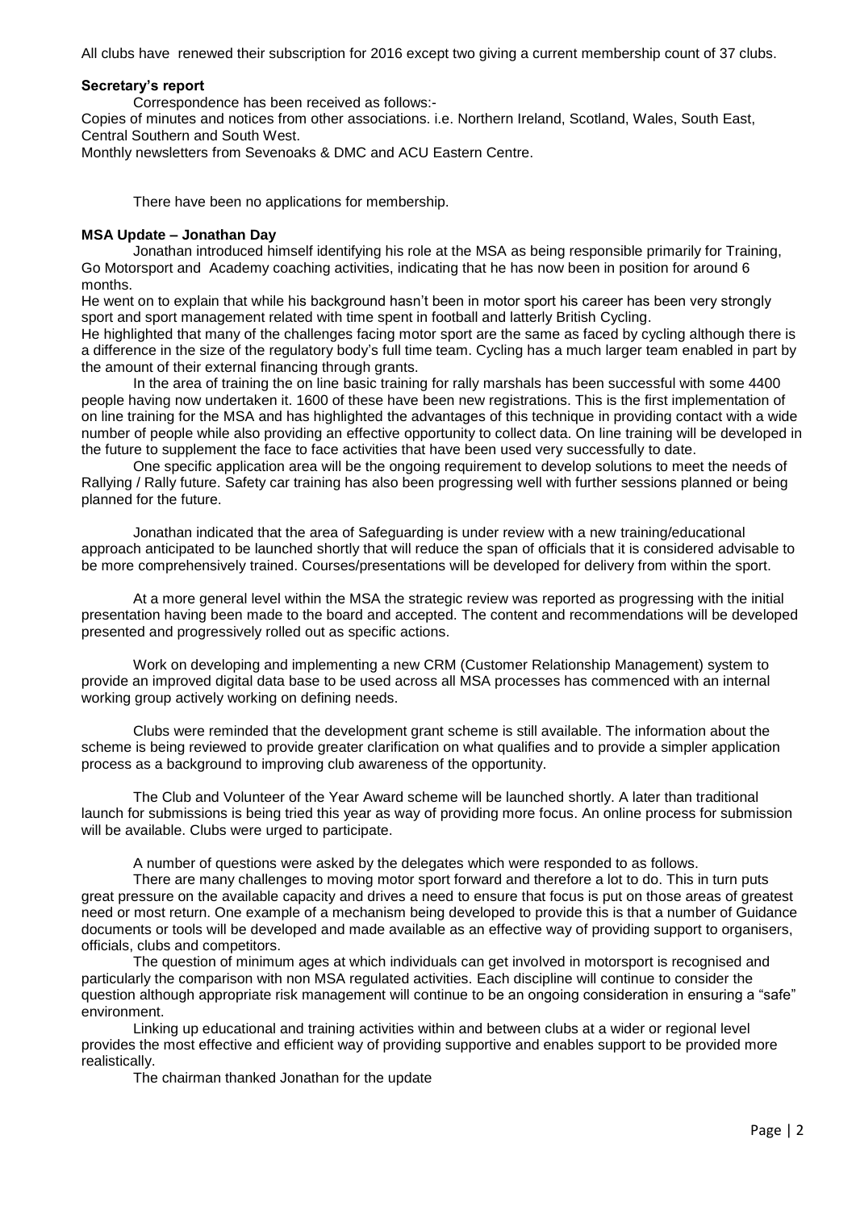All clubs have renewed their subscription for 2016 except two giving a current membership count of 37 clubs.

**Secretary's report**

Correspondence has been received as follows:-

Copies of minutes and notices from other associations. i.e. Northern Ireland, Scotland, Wales, South East, Central Southern and South West.

Monthly newsletters from Sevenoaks & DMC and ACU Eastern Centre.

There have been no applications for membership.

**MSA Update – Jonathan Day**

Jonathan introduced himself identifying his role at the MSA as being responsible primarily for Training, Go Motorsport and Academy coaching activities, indicating that he has now been in position for around 6 months.

He went on to explain that while his background hasn't been in motor sport his career has been very strongly sport and sport management related with time spent in football and latterly British Cycling.

He highlighted that many of the challenges facing motor sport are the same as faced by cycling although there is a difference in the size of the regulatory body's full time team. Cycling has a much larger team enabled in part by the amount of their external financing through grants.

In the area of training the on line basic training for rally marshals has been successful with some 4400 people having now undertaken it. 1600 of these have been new registrations. This is the first implementation of on line training for the MSA and has highlighted the advantages of this technique in providing contact with a wide number of people while also providing an effective opportunity to collect data. On line training will be developed in the future to supplement the face to face activities that have been used very successfully to date.

One specific application area will be the ongoing requirement to develop solutions to meet the needs of Rallying / Rally future. Safety car training has also been progressing well with further sessions planned or being planned for the future.

Jonathan indicated that the area of Safeguarding is under review with a new training/educational approach anticipated to be launched shortly that will reduce the span of officials that it is considered advisable to be more comprehensively trained. Courses/presentations will be developed for delivery from within the sport.

At a more general level within the MSA the strategic review was reported as progressing with the initial presentation having been made to the board and accepted. The content and recommendations will be developed presented and progressively rolled out as specific actions.

Work on developing and implementing a new CRM (Customer Relationship Management) system to provide an improved digital data base to be used across all MSA processes has commenced with an internal working group actively working on defining needs.

Clubs were reminded that the development grant scheme is still available. The information about the scheme is being reviewed to provide greater clarification on what qualifies and to provide a simpler application process as a background to improving club awareness of the opportunity.

The Club and Volunteer of the Year Award scheme will be launched shortly. A later than traditional launch for submissions is being tried this year as way of providing more focus. An online process for submission will be available. Clubs were urged to participate.

A number of questions were asked by the delegates which were responded to as follows.

There are many challenges to moving motor sport forward and therefore a lot to do. This in turn puts great pressure on the available capacity and drives a need to ensure that focus is put on those areas of greatest need or most return. One example of a mechanism being developed to provide this is that a number of Guidance documents or tools will be developed and made available as an effective way of providing support to organisers, officials, clubs and competitors.

The question of minimum ages at which individuals can get involved in motorsport is recognised and particularly the comparison with non MSA regulated activities. Each discipline will continue to consider the question although appropriate risk management will continue to be an ongoing consideration in ensuring a "safe" environment.

Linking up educational and training activities within and between clubs at a wider or regional level provides the most effective and efficient way of providing supportive and enables support to be provided more realistically.

The chairman thanked Jonathan for the update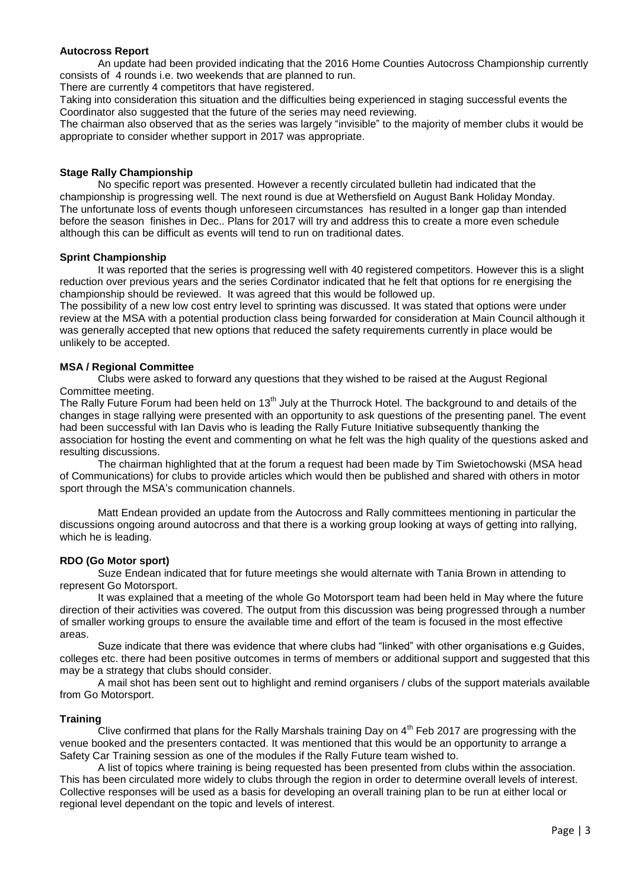### Autocross Report

An update had been provided indicating that the 2016 Home Counties Autocross Championship currently consists of 4 rounds i.e. two weekends that are planned to run.

There are currently 4 competitors that have registered.

Taking into consideration this situation and the difficulties being experienced in staging successful events the Coordinator also suggested that the future of the series may need reviewing.

The chairman also observed that as the series was largely "invisible" to the majority of member clubs it would be appropriate to consider whether support in 2017 was appropriate.

### Stage Rally Championship

No specific report was presented. However a recently circulated bulletin had indicated that the championship is progressing well. The next round is due at Wethersfield on August Bank Holiday Monday. The unfortunate loss of events though unforeseen circumstances has resulted in a longer gap than intended before the season finishes in Dec.. Plans for 2017 will try and address this to create a more even schedule although this can be difficult as events will tend to run on traditional dates.

### Sprint Championship

It was reported that the series is progressing well with 40 registered competitors. However this is a slight reduction over previous years and the series Cordinator indicated that he felt that options for re energising the championship should be reviewed. It was agreed that this would be followed up.

The possibility of a new low cost entry level to sprinting was discussed. It was stated that options were under review at the MSA with a potential production class being forwarded for consideration at Main Council although it was generally accepted that new options that reduced the safety requirements currently in place would be unlikely to be accepted.

### MSA / Regional Committee

Clubs were asked to forward any questions that they wished to be raised at the August Regional Committee meeting.

The Rally Future Forum had been held on 13th July at the Thurrock Hotel. The background to and details of the changes in stage rallying were presented with an opportunity to ask questions of the presenting panel. The event had been successful with Ian Davis who is leading the Rally Future Initiative subsequently thanking the association for hosting the event and commenting on what he felt was the high quality of the questions asked and resulting discussions.

The chairman highlighted that at the forum a request had been made by Tim Swietochowski (MSA head of Communications) for clubs to provide articles which would then be published and shared with others in motor sport through the MSA's communication channels.

Matt Endean provided an update from the Autocross and Rally committees mentioning in particular the discussions ongoing around autocross and that there is a working group looking at ways of getting into rallying, which he is leading.

### RDO (Go Motor sport)

Suze Endean indicated that for future meetings she would alternate with Tania Brown in attending to represent Go Motorsport.

It was explained that a meeting of the whole Go Motorsport team had been held in May where the future direction of their activities was covered. The output from this discussion was being progressed through a number of smaller working groups to ensure the available time and effort of the team is focused in the most effective areas.

Suze indicate that there was evidence that where clubs had "linked" with other organisations e.g Guides, colleges etc. there had been positive outcomes in terms of members or additional support and suggested that this may be a strategy that clubs should consider.

A mail shot has been sent out to highlight and remind organisers / clubs of the support materials available from Go Motorsport.

### Training

Clive confirmed that plans for the Rally Marshals training Day on 4th Feb 2017 are progressing with the venue booked and the presenters contacted. It was mentioned that this would be an opportunity to arrange a Safety Car Training session as one of the modules if the Rally Future team wished to.

A list of topics where training is being requested has been presented from clubs within the association. This has been circulated more widely to clubs through the region in order to determine overall levels of interest. Collective responses will be used as a basis for developing an overall training plan to be run at either local or regional level dependant on the topic and levels of interest.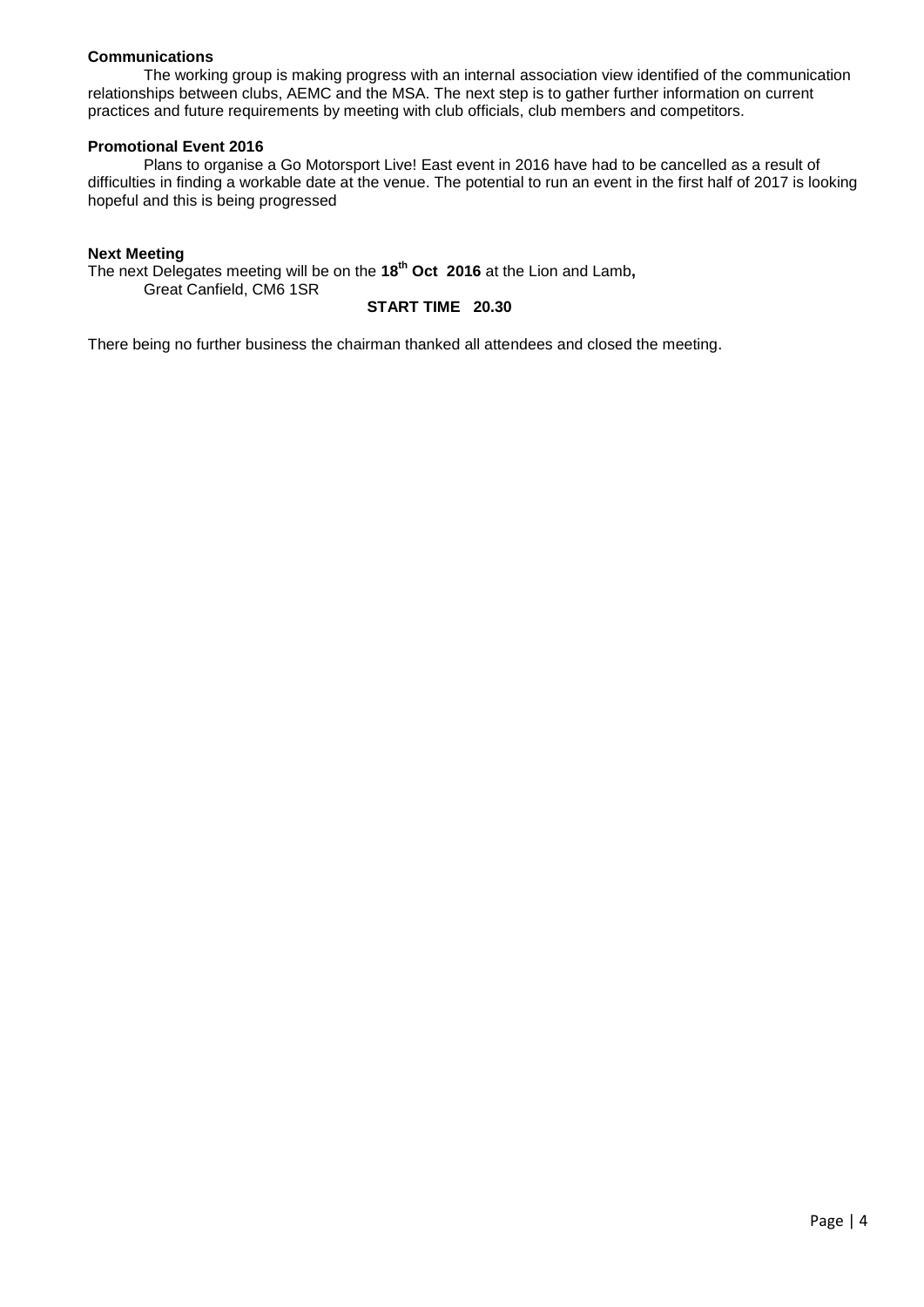**Communications**

The working group is making progress with an internal association view identified of the communication relationships between clubs, AEMC and the MSA. The next step is to gather further information on current practices and future requirements by meeting with club officials, club members and competitors.

**Promotional Event 2016**

Plans to organise a Go Motorsport Live! East event in 2016 have had to be cancelled as a result of difficulties in finding a workable date at the venue. The potential to run an event in the first half of 2017 is looking hopeful and this is being progressed

**Next Meeting**

The next Delegates meeting will be on the **18th Oct 2016** at the Lion and Lamb**,**
Great Canfield, CM6 1SR

**START TIME 20.30**

There being no further business the chairman thanked all attendees and closed the meeting.